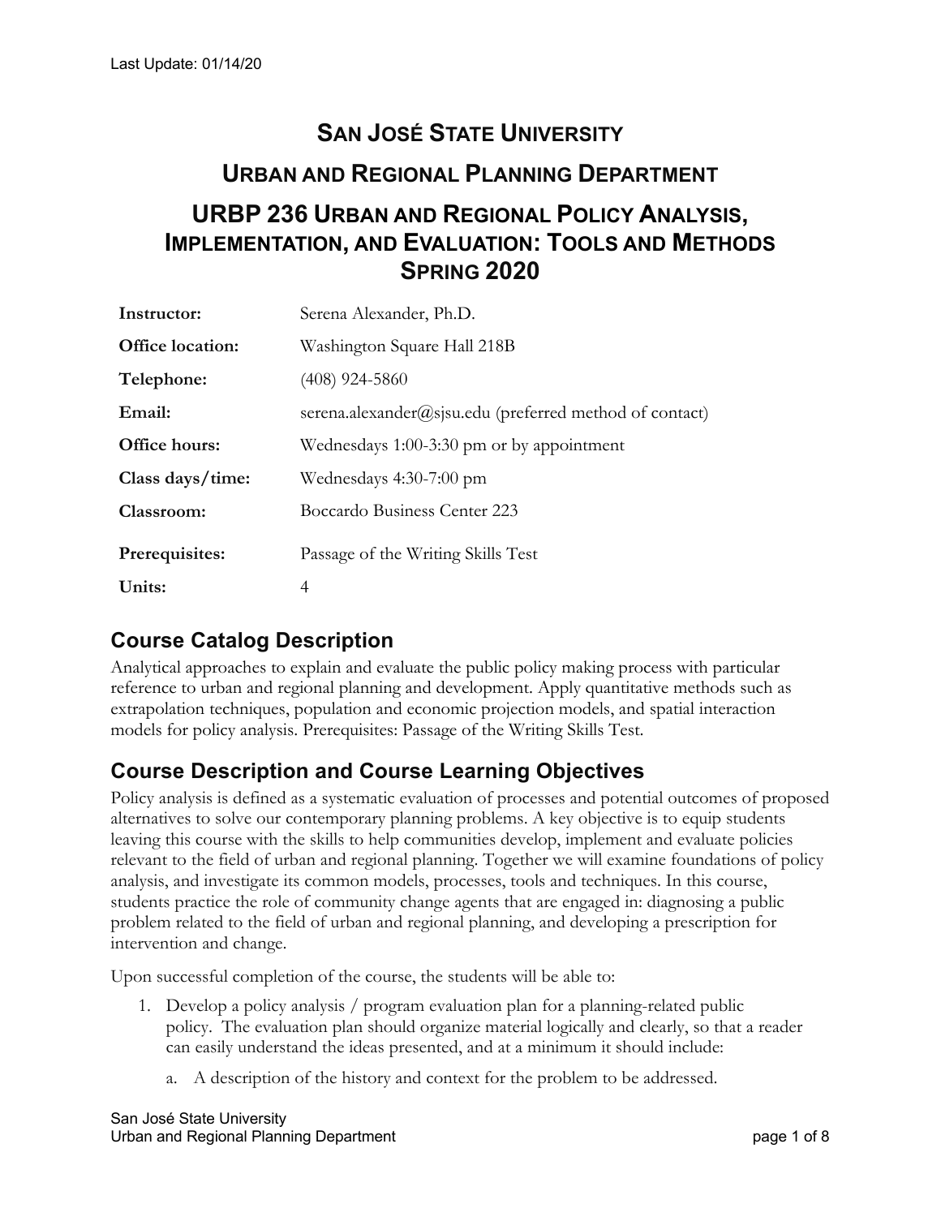Last Update: 01/14/20

# San José State University

## Urban and Regional Planning Department

## URBP 236 Urban and Regional Policy Analysis, Implementation, and Evaluation: Tools and Methods Spring 2020

| | |
|---|---|
| **Instructor:** | Serena Alexander, Ph.D. |
| **Office location:** | Washington Square Hall 218B |
| **Telephone:** | (408) 924-5860 |
| **Email:** | serena.alexander@sjsu.edu (preferred method of contact) |
| **Office hours:** | Wednesdays 1:00-3:30 pm or by appointment |
| **Class days/time:** | Wednesdays 4:30-7:00 pm |
| **Classroom:** | Boccardo Business Center 223 |
| **Prerequisites:** | Passage of the Writing Skills Test |
| **Units:** | 4 |

## Course Catalog Description

Analytical approaches to explain and evaluate the public policy making process with particular reference to urban and regional planning and development. Apply quantitative methods such as extrapolation techniques, population and economic projection models, and spatial interaction models for policy analysis. Prerequisites: Passage of the Writing Skills Test.

## Course Description and Course Learning Objectives

Policy analysis is defined as a systematic evaluation of processes and potential outcomes of proposed alternatives to solve our contemporary planning problems. A key objective is to equip students leaving this course with the skills to help communities develop, implement and evaluate policies relevant to the field of urban and regional planning. Together we will examine foundations of policy analysis, and investigate its common models, processes, tools and techniques. In this course, students practice the role of community change agents that are engaged in: diagnosing a public problem related to the field of urban and regional planning, and developing a prescription for intervention and change.

Upon successful completion of the course, the students will be able to:

1. Develop a policy analysis / program evaluation plan for a planning-related public policy. The evaluation plan should organize material logically and clearly, so that a reader can easily understand the ideas presented, and at a minimum it should include:
    a. A description of the history and context for the problem to be addressed.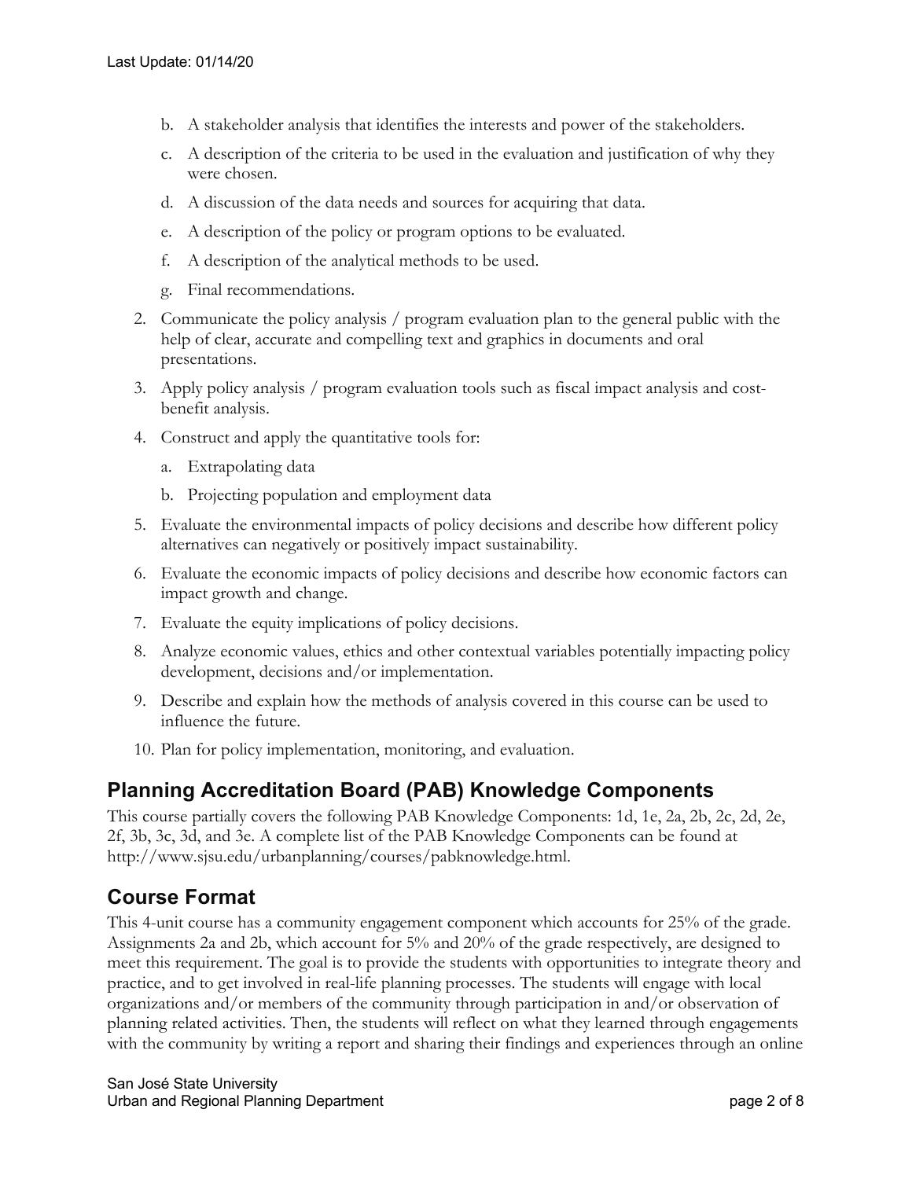b. A stakeholder analysis that identifies the interests and power of the stakeholders.
c. A description of the criteria to be used in the evaluation and justification of why they were chosen.
d. A discussion of the data needs and sources for acquiring that data.
e. A description of the policy or program options to be evaluated.
f. A description of the analytical methods to be used.
g. Final recommendations.

2. Communicate the policy analysis / program evaluation plan to the general public with the help of clear, accurate and compelling text and graphics in documents and oral presentations.
3. Apply policy analysis / program evaluation tools such as fiscal impact analysis and cost-benefit analysis.
4. Construct and apply the quantitative tools for:
   a. Extrapolating data
   b. Projecting population and employment data
5. Evaluate the environmental impacts of policy decisions and describe how different policy alternatives can negatively or positively impact sustainability.
6. Evaluate the economic impacts of policy decisions and describe how economic factors can impact growth and change.
7. Evaluate the equity implications of policy decisions.
8. Analyze economic values, ethics and other contextual variables potentially impacting policy development, decisions and/or implementation.
9. Describe and explain how the methods of analysis covered in this course can be used to influence the future.
10. Plan for policy implementation, monitoring, and evaluation.

## Planning Accreditation Board (PAB) Knowledge Components

This course partially covers the following PAB Knowledge Components: 1d, 1e, 2a, 2b, 2c, 2d, 2e, 2f, 3b, 3c, 3d, and 3e. A complete list of the PAB Knowledge Components can be found at http://www.sjsu.edu/urbanplanning/courses/pabknowledge.html.

## Course Format

This 4-unit course has a community engagement component which accounts for 25% of the grade. Assignments 2a and 2b, which account for 5% and 20% of the grade respectively, are designed to meet this requirement. The goal is to provide the students with opportunities to integrate theory and practice, and to get involved in real-life planning processes. The students will engage with local organizations and/or members of the community through participation in and/or observation of planning related activities. Then, the students will reflect on what they learned through engagements with the community by writing a report and sharing their findings and experiences through an online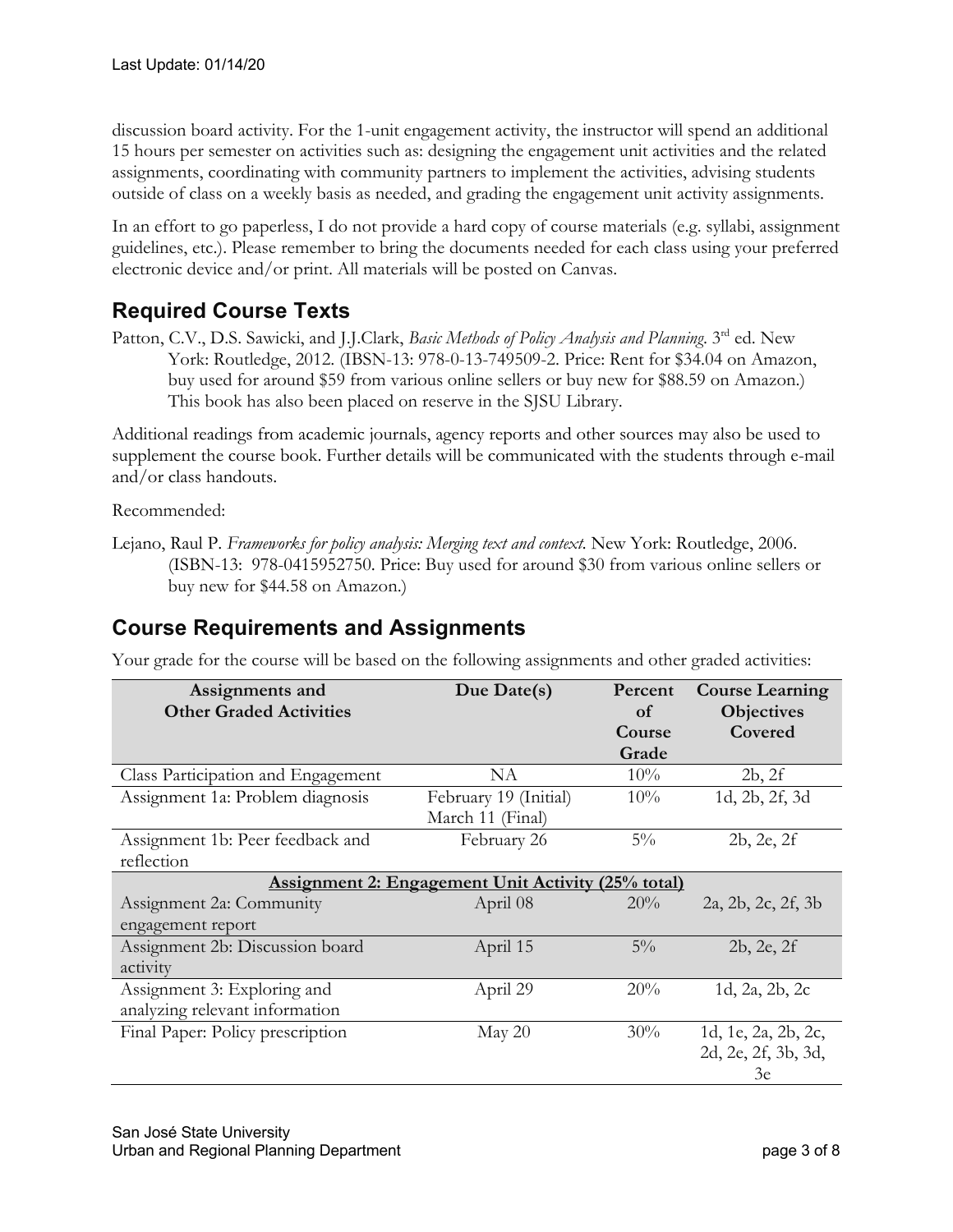discussion board activity. For the 1-unit engagement activity, the instructor will spend an additional 15 hours per semester on activities such as: designing the engagement unit activities and the related assignments, coordinating with community partners to implement the activities, advising students outside of class on a weekly basis as needed, and grading the engagement unit activity assignments.

In an effort to go paperless, I do not provide a hard copy of course materials (e.g. syllabi, assignment guidelines, etc.). Please remember to bring the documents needed for each class using your preferred electronic device and/or print. All materials will be posted on Canvas.

## Required Course Texts

Patton, C.V., D.S. Sawicki, and J.J.Clark, *Basic Methods of Policy Analysis and Planning*. 3rd ed. New York: Routledge, 2012. (IBSN-13: 978-0-13-749509-2. Price: Rent for $34.04 on Amazon, buy used for around $59 from various online sellers or buy new for $88.59 on Amazon.) This book has also been placed on reserve in the SJSU Library.

Additional readings from academic journals, agency reports and other sources may also be used to supplement the course book. Further details will be communicated with the students through e-mail and/or class handouts.

Recommended:

Lejano, Raul P. *Frameworks for policy analysis: Merging text and context.* New York: Routledge, 2006. (ISBN-13: 978-0415952750. Price: Buy used for around $30 from various online sellers or buy new for $44.58 on Amazon.)

## Course Requirements and Assignments

Your grade for the course will be based on the following assignments and other graded activities:

| Assignments and Other Graded Activities | Due Date(s) | Percent of Course Grade | Course Learning Objectives Covered |
|---|---|---|---|
| Class Participation and Engagement | NA | 10% | 2b, 2f |
| Assignment 1a: Problem diagnosis | February 19 (Initial) March 11 (Final) | 10% | 1d, 2b, 2f, 3d |
| Assignment 1b: Peer feedback and reflection | February 26 | 5% | 2b, 2e, 2f |
| **Assignment 2: Engagement Unit Activity (25% total)** | | | |
| Assignment 2a: Community engagement report | April 08 | 20% | 2a, 2b, 2c, 2f, 3b |
| Assignment 2b: Discussion board activity | April 15 | 5% | 2b, 2e, 2f |
| Assignment 3: Exploring and analyzing relevant information | April 29 | 20% | 1d, 2a, 2b, 2c |
| Final Paper: Policy prescription | May 20 | 30% | 1d, 1e, 2a, 2b, 2c, 2d, 2e, 2f, 3b, 3d, 3e |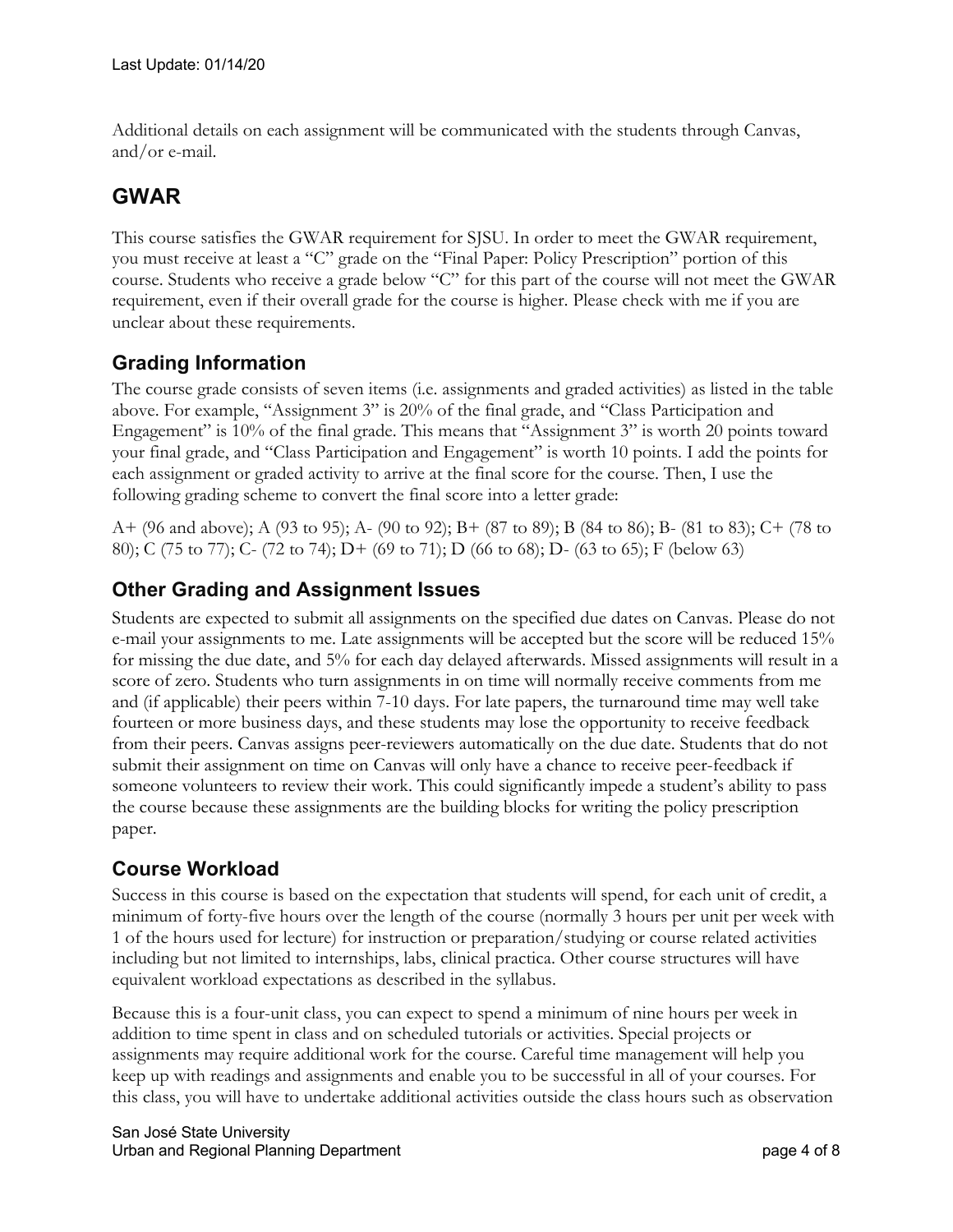Additional details on each assignment will be communicated with the students through Canvas, and/or e-mail.

## GWAR

This course satisfies the GWAR requirement for SJSU. In order to meet the GWAR requirement, you must receive at least a "C" grade on the "Final Paper: Policy Prescription" portion of this course. Students who receive a grade below "C" for this part of the course will not meet the GWAR requirement, even if their overall grade for the course is higher. Please check with me if you are unclear about these requirements.

### Grading Information

The course grade consists of seven items (i.e. assignments and graded activities) as listed in the table above. For example, "Assignment 3" is 20% of the final grade, and "Class Participation and Engagement" is 10% of the final grade. This means that "Assignment 3" is worth 20 points toward your final grade, and "Class Participation and Engagement" is worth 10 points. I add the points for each assignment or graded activity to arrive at the final score for the course. Then, I use the following grading scheme to convert the final score into a letter grade:

A+ (96 and above); A (93 to 95); A- (90 to 92); B+ (87 to 89); B (84 to 86); B- (81 to 83); C+ (78 to 80); C (75 to 77); C- (72 to 74); D+ (69 to 71); D (66 to 68); D- (63 to 65); F (below 63)

### Other Grading and Assignment Issues

Students are expected to submit all assignments on the specified due dates on Canvas. Please do not e-mail your assignments to me. Late assignments will be accepted but the score will be reduced 15% for missing the due date, and 5% for each day delayed afterwards. Missed assignments will result in a score of zero. Students who turn assignments in on time will normally receive comments from me and (if applicable) their peers within 7-10 days. For late papers, the turnaround time may well take fourteen or more business days, and these students may lose the opportunity to receive feedback from their peers. Canvas assigns peer-reviewers automatically on the due date. Students that do not submit their assignment on time on Canvas will only have a chance to receive peer-feedback if someone volunteers to review their work. This could significantly impede a student's ability to pass the course because these assignments are the building blocks for writing the policy prescription paper.

### Course Workload

Success in this course is based on the expectation that students will spend, for each unit of credit, a minimum of forty-five hours over the length of the course (normally 3 hours per unit per week with 1 of the hours used for lecture) for instruction or preparation/studying or course related activities including but not limited to internships, labs, clinical practica. Other course structures will have equivalent workload expectations as described in the syllabus.

Because this is a four-unit class, you can expect to spend a minimum of nine hours per week in addition to time spent in class and on scheduled tutorials or activities. Special projects or assignments may require additional work for the course. Careful time management will help you keep up with readings and assignments and enable you to be successful in all of your courses. For this class, you will have to undertake additional activities outside the class hours such as observation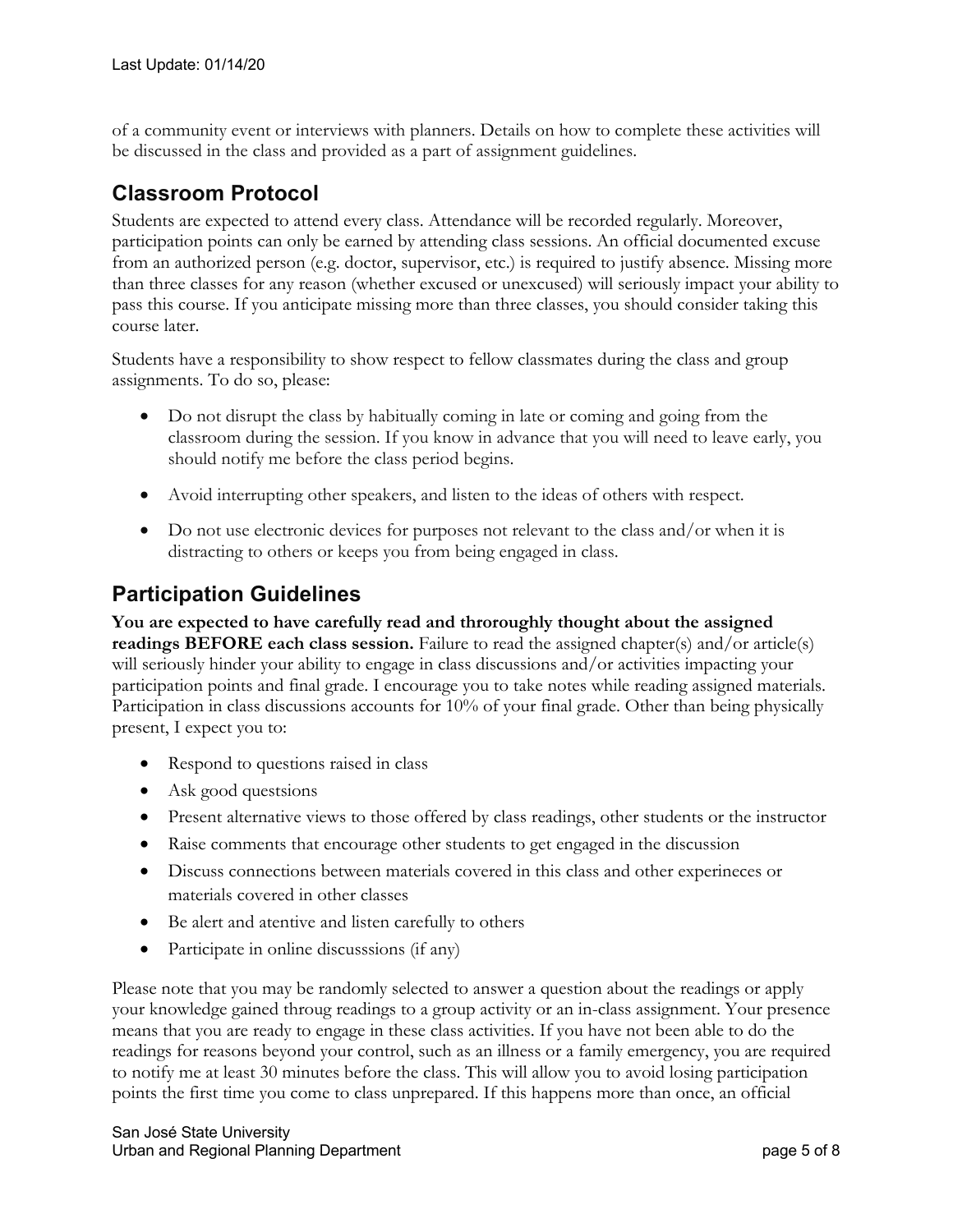of a community event or interviews with planners. Details on how to complete these activities will be discussed in the class and provided as a part of assignment guidelines.

## Classroom Protocol

Students are expected to attend every class. Attendance will be recorded regularly. Moreover, participation points can only be earned by attending class sessions. An official documented excuse from an authorized person (e.g. doctor, supervisor, etc.) is required to justify absence. Missing more than three classes for any reason (whether excused or unexcused) will seriously impact your ability to pass this course. If you anticipate missing more than three classes, you should consider taking this course later.

Students have a responsibility to show respect to fellow classmates during the class and group assignments. To do so, please:

- Do not disrupt the class by habitually coming in late or coming and going from the classroom during the session. If you know in advance that you will need to leave early, you should notify me before the class period begins.
- Avoid interrupting other speakers, and listen to the ideas of others with respect.
- Do not use electronic devices for purposes not relevant to the class and/or when it is distracting to others or keeps you from being engaged in class.

## Participation Guidelines

**You are expected to have carefully read and throroughly thought about the assigned readings BEFORE each class session.** Failure to read the assigned chapter(s) and/or article(s) will seriously hinder your ability to engage in class discussions and/or activities impacting your participation points and final grade. I encourage you to take notes while reading assigned materials. Participation in class discussions accounts for 10% of your final grade. Other than being physically present, I expect you to:

- Respond to questions raised in class
- Ask good questsions
- Present alternative views to those offered by class readings, other students or the instructor
- Raise comments that encourage other students to get engaged in the discussion
- Discuss connections between materials covered in this class and other experineces or materials covered in other classes
- Be alert and atentive and listen carefully to others
- Participate in online discusssions (if any)

Please note that you may be randomly selected to answer a question about the readings or apply your knowledge gained throug readings to a group activity or an in-class assignment. Your presence means that you are ready to engage in these class activities. If you have not been able to do the readings for reasons beyond your control, such as an illness or a family emergency, you are required to notify me at least 30 minutes before the class. This will allow you to avoid losing participation points the first time you come to class unprepared. If this happens more than once, an official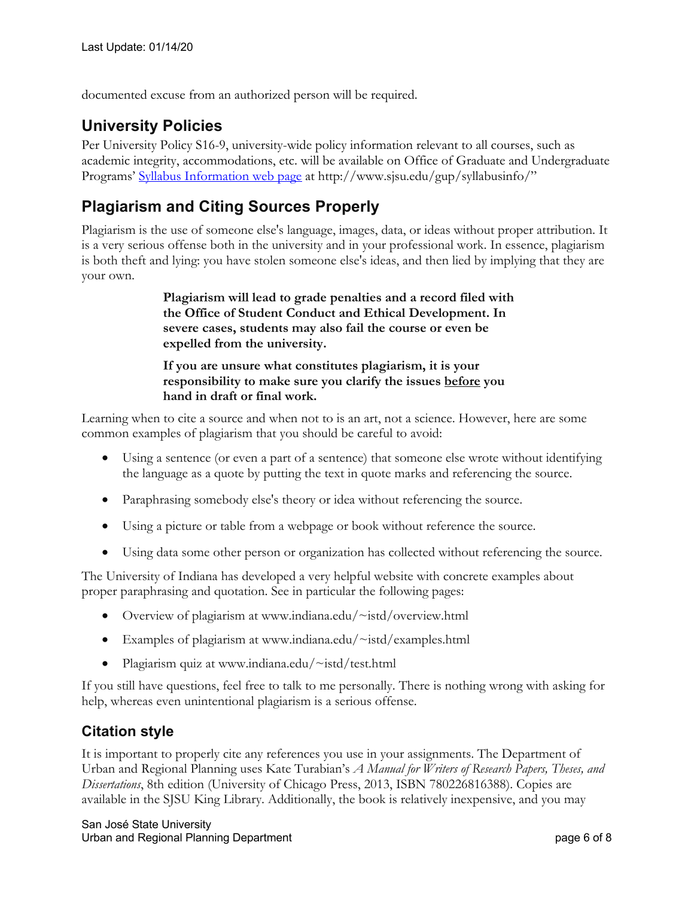documented excuse from an authorized person will be required.

## University Policies

Per University Policy S16-9, university-wide policy information relevant to all courses, such as academic integrity, accommodations, etc. will be available on Office of Graduate and Undergraduate Programs' [Syllabus Information web page](http://www.sjsu.edu/gup/syllabusinfo/) at http://www.sjsu.edu/gup/syllabusinfo/"

## Plagiarism and Citing Sources Properly

Plagiarism is the use of someone else's language, images, data, or ideas without proper attribution. It is a very serious offense both in the university and in your professional work. In essence, plagiarism is both theft and lying: you have stolen someone else's ideas, and then lied by implying that they are your own.

> **Plagiarism will lead to grade penalties and a record filed with the Office of Student Conduct and Ethical Development. In severe cases, students may also fail the course or even be expelled from the university.**
>
> **If you are unsure what constitutes plagiarism, it is your responsibility to make sure you clarify the issues <u>before</u> you hand in draft or final work.**

Learning when to cite a source and when not to is an art, not a science. However, here are some common examples of plagiarism that you should be careful to avoid:

- Using a sentence (or even a part of a sentence) that someone else wrote without identifying the language as a quote by putting the text in quote marks and referencing the source.
- Paraphrasing somebody else's theory or idea without referencing the source.
- Using a picture or table from a webpage or book without reference the source.
- Using data some other person or organization has collected without referencing the source.

The University of Indiana has developed a very helpful website with concrete examples about proper paraphrasing and quotation. See in particular the following pages:

- Overview of plagiarism at www.indiana.edu/~istd/overview.html
- Examples of plagiarism at www.indiana.edu/~istd/examples.html
- Plagiarism quiz at www.indiana.edu/~istd/test.html

If you still have questions, feel free to talk to me personally. There is nothing wrong with asking for help, whereas even unintentional plagiarism is a serious offense.

## Citation style

It is important to properly cite any references you use in your assignments. The Department of Urban and Regional Planning uses Kate Turabian's *A Manual for Writers of Research Papers, Theses, and Dissertations*, 8th edition (University of Chicago Press, 2013, ISBN 780226816388). Copies are available in the SJSU King Library. Additionally, the book is relatively inexpensive, and you may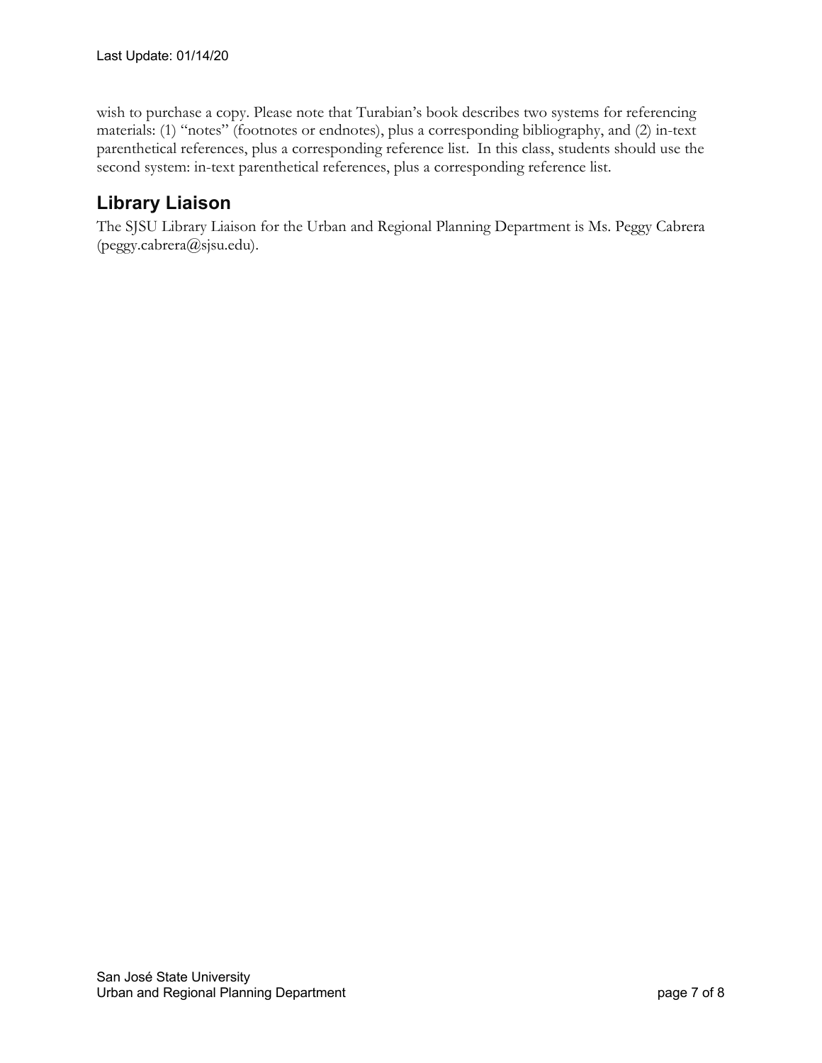wish to purchase a copy. Please note that Turabian's book describes two systems for referencing materials: (1) "notes" (footnotes or endnotes), plus a corresponding bibliography, and (2) in-text parenthetical references, plus a corresponding reference list. In this class, students should use the second system: in-text parenthetical references, plus a corresponding reference list.

## Library Liaison

The SJSU Library Liaison for the Urban and Regional Planning Department is Ms. Peggy Cabrera (peggy.cabrera@sjsu.edu).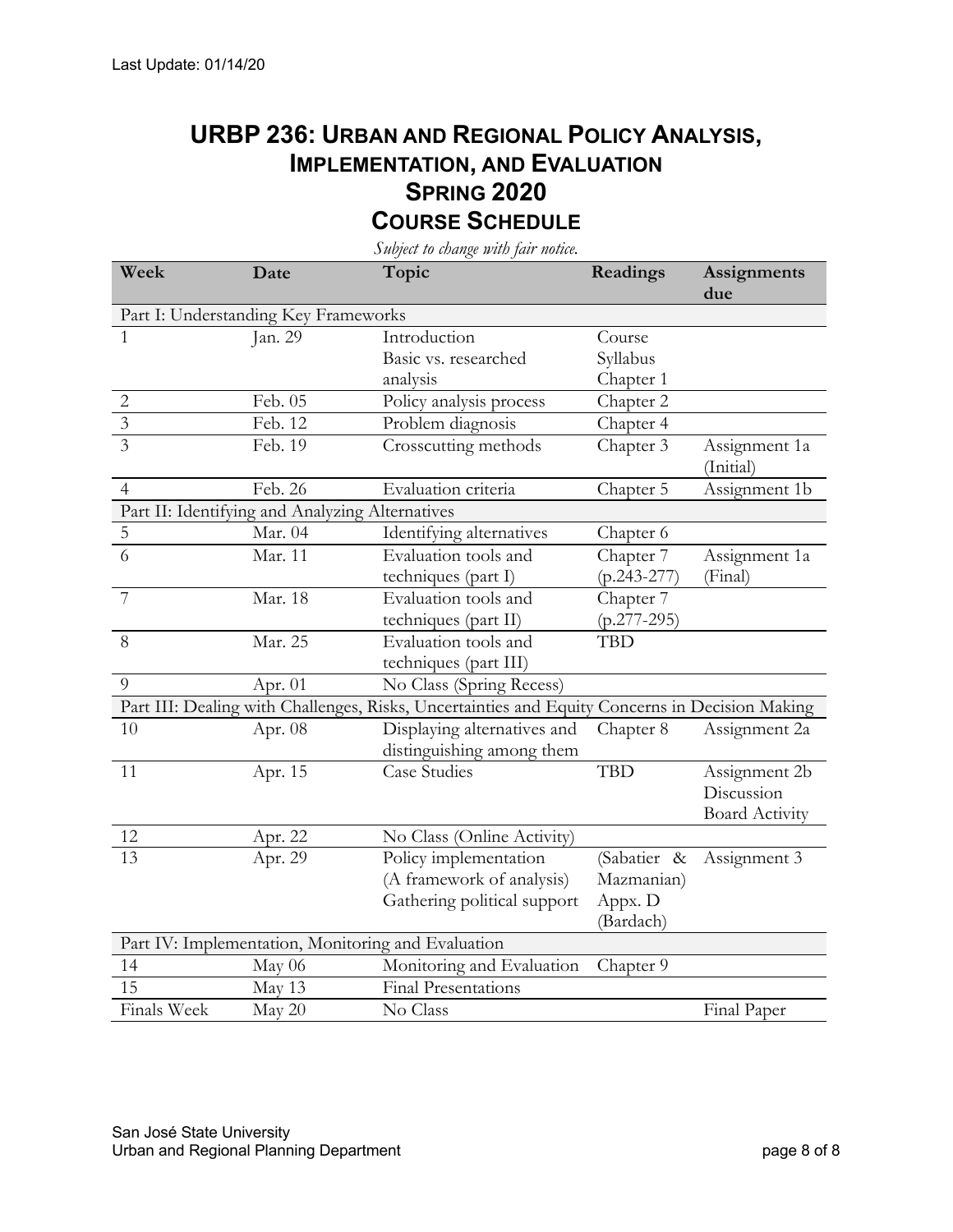Last Update: 01/14/20

# URBP 236: Urban and Regional Policy Analysis, Implementation, and Evaluation
## Spring 2020
## Course Schedule

*Subject to change with fair notice.*

| Week | Date | Topic | Readings | Assignments due |
|---|---|---|---|---|
| Part I: Understanding Key Frameworks | | | | |
| 1 | Jan. 29 | Introduction<br>Basic vs. researched analysis | Course Syllabus<br>Chapter 1 | |
| 2 | Feb. 05 | Policy analysis process | Chapter 2 | |
| 3 | Feb. 12 | Problem diagnosis | Chapter 4 | |
| 3 | Feb. 19 | Crosscutting methods | Chapter 3 | Assignment 1a (Initial) |
| 4 | Feb. 26 | Evaluation criteria | Chapter 5 | Assignment 1b |
| Part II: Identifying and Analyzing Alternatives | | | | |
| 5 | Mar. 04 | Identifying alternatives | Chapter 6 | |
| 6 | Mar. 11 | Evaluation tools and techniques (part I) | Chapter 7 (p.243-277) | Assignment 1a (Final) |
| 7 | Mar. 18 | Evaluation tools and techniques (part II) | Chapter 7 (p.277-295) | |
| 8 | Mar. 25 | Evaluation tools and techniques (part III) | TBD | |
| 9 | Apr. 01 | No Class (Spring Recess) | | |
| Part III: Dealing with Challenges, Risks, Uncertainties and Equity Concerns in Decision Making | | | | |
| 10 | Apr. 08 | Displaying alternatives and distinguishing among them | Chapter 8 | Assignment 2a |
| 11 | Apr. 15 | Case Studies | TBD | Assignment 2b<br>Discussion Board Activity |
| 12 | Apr. 22 | No Class (Online Activity) | | |
| 13 | Apr. 29 | Policy implementation (A framework of analysis)<br>Gathering political support | (Sabatier & Mazmanian)<br>Appx. D (Bardach) | Assignment 3 |
| Part IV: Implementation, Monitoring and Evaluation | | | | |
| 14 | May 06 | Monitoring and Evaluation | Chapter 9 | |
| 15 | May 13 | Final Presentations | | |
| Finals Week | May 20 | No Class | | Final Paper |